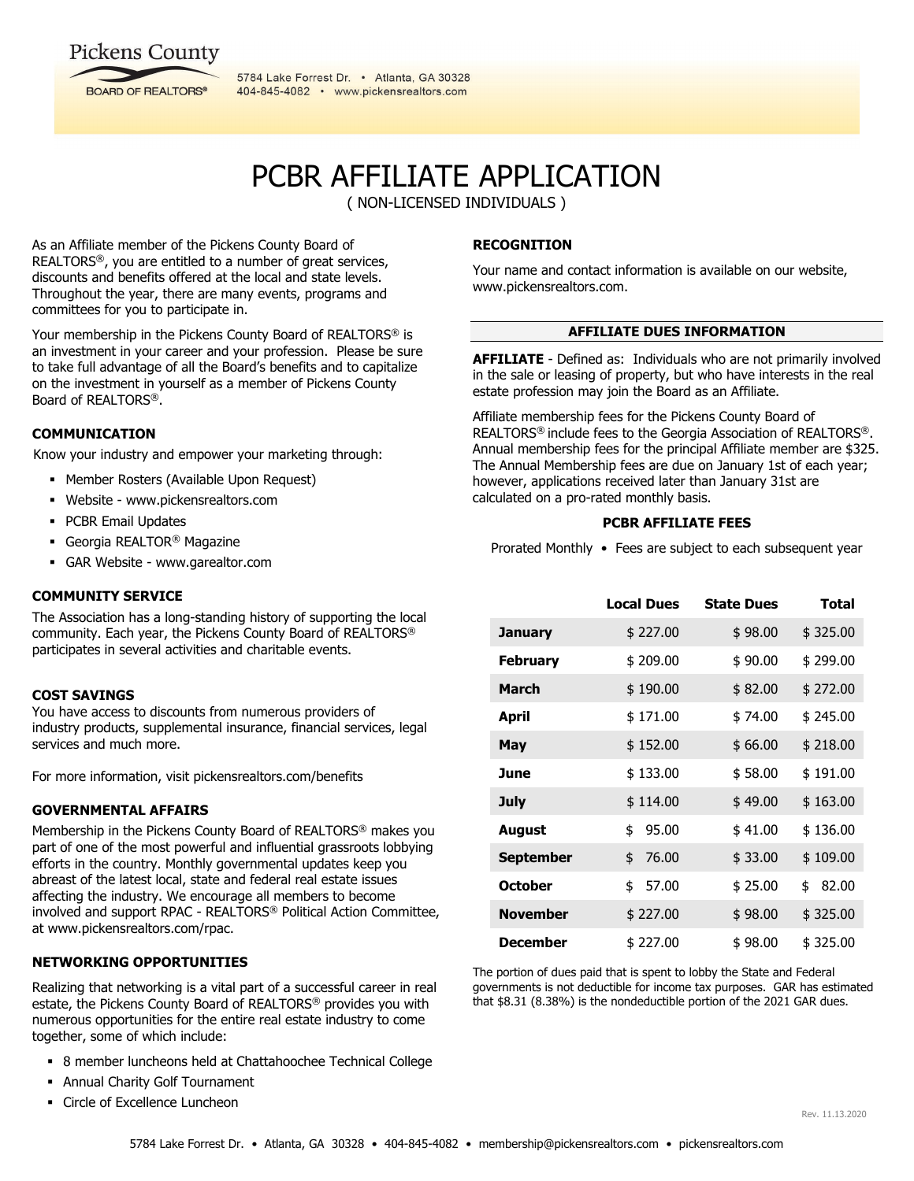Pickens County
BOARD OF REALTORS®

5784 Lake Forrest Dr. • Atlanta, GA 30328
404-845-4082 • www.pickensrealtors.com

# PCBR AFFILIATE APPLICATION

( NON-LICENSED INDIVIDUALS )

As an Affiliate member of the Pickens County Board of REALTORS®, you are entitled to a number of great services, discounts and benefits offered at the local and state levels. Throughout the year, there are many events, programs and committees for you to participate in.

Your membership in the Pickens County Board of REALTORS® is an investment in your career and your profession. Please be sure to take full advantage of all the Board's benefits and to capitalize on the investment in yourself as a member of Pickens County Board of REALTORS®.

**COMMUNICATION**

Know your industry and empower your marketing through:

- Member Rosters (Available Upon Request)
- Website - www.pickensrealtors.com
- PCBR Email Updates
- Georgia REALTOR® Magazine
- GAR Website - www.garealtor.com

**COMMUNITY SERVICE**

The Association has a long-standing history of supporting the local community. Each year, the Pickens County Board of REALTORS® participates in several activities and charitable events.

**COST SAVINGS**

You have access to discounts from numerous providers of industry products, supplemental insurance, financial services, legal services and much more.

For more information, visit pickensrealtors.com/benefits

**GOVERNMENTAL AFFAIRS**

Membership in the Pickens County Board of REALTORS® makes you part of one of the most powerful and influential grassroots lobbying efforts in the country. Monthly governmental updates keep you abreast of the latest local, state and federal real estate issues affecting the industry. We encourage all members to become involved and support RPAC - REALTORS® Political Action Committee, at www.pickensrealtors.com/rpac.

**NETWORKING OPPORTUNITIES**

Realizing that networking is a vital part of a successful career in real estate, the Pickens County Board of REALTORS® provides you with numerous opportunities for the entire real estate industry to come together, some of which include:

- 8 member luncheons held at Chattahoochee Technical College
- Annual Charity Golf Tournament
- Circle of Excellence Luncheon

**RECOGNITION**

Your name and contact information is available on our website, www.pickensrealtors.com.

**AFFILIATE DUES INFORMATION**

**AFFILIATE** - Defined as: Individuals who are not primarily involved in the sale or leasing of property, but who have interests in the real estate profession may join the Board as an Affiliate.

Affiliate membership fees for the Pickens County Board of REALTORS® include fees to the Georgia Association of REALTORS®. Annual membership fees for the principal Affiliate member are $325. The Annual Membership fees are due on January 1st of each year; however, applications received later than January 31st are calculated on a pro-rated monthly basis.

**PCBR AFFILIATE FEES**

Prorated Monthly • Fees are subject to each subsequent year

| | Local Dues | State Dues | Total |
|---|---|---|---|
| **January** | $ 227.00 | $ 98.00 | $ 325.00 |
| **February** | $ 209.00 | $ 90.00 | $ 299.00 |
| **March** | $ 190.00 | $ 82.00 | $ 272.00 |
| **April** | $ 171.00 | $ 74.00 | $ 245.00 |
| **May** | $ 152.00 | $ 66.00 | $ 218.00 |
| **June** | $ 133.00 | $ 58.00 | $ 191.00 |
| **July** | $ 114.00 | $ 49.00 | $ 163.00 |
| **August** | $ 95.00 | $ 41.00 | $ 136.00 |
| **September** | $ 76.00 | $ 33.00 | $ 109.00 |
| **October** | $ 57.00 | $ 25.00 | $ 82.00 |
| **November** | $ 227.00 | $ 98.00 | $ 325.00 |
| **December** | $ 227.00 | $ 98.00 | $ 325.00 |

The portion of dues paid that is spent to lobby the State and Federal governments is not deductible for income tax purposes. GAR has estimated that $8.31 (8.38%) is the nondeductible portion of the 2021 GAR dues.

Rev. 11.13.2020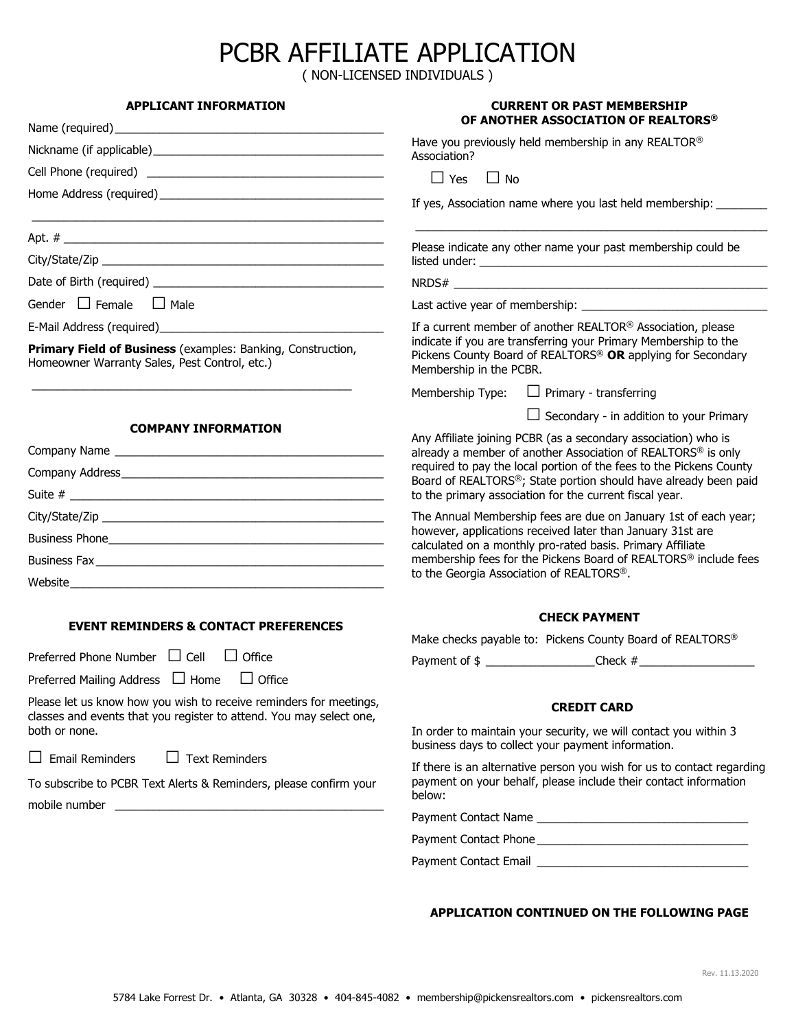# PCBR AFFILIATE APPLICATION

( NON-LICENSED INDIVIDUALS )

### APPLICANT INFORMATION

Name (required)\_\_\_\_\_\_\_\_\_\_\_\_\_\_\_\_\_\_\_\_\_\_\_\_\_\_\_\_\_\_\_\_\_\_\_\_\_\_\_\_

Nickname (if applicable)\_\_\_\_\_\_\_\_\_\_\_\_\_\_\_\_\_\_\_\_\_\_\_\_\_\_\_\_\_\_\_\_\_\_

Cell Phone (required) \_\_\_\_\_\_\_\_\_\_\_\_\_\_\_\_\_\_\_\_\_\_\_\_\_\_\_\_\_\_\_\_\_\_\_

Home Address (required)\_\_\_\_\_\_\_\_\_\_\_\_\_\_\_\_\_\_\_\_\_\_\_\_\_\_\_\_\_\_\_\_\_

\_\_\_\_\_\_\_\_\_\_\_\_\_\_\_\_\_\_\_\_\_\_\_\_\_\_\_\_\_\_\_\_\_\_\_\_\_\_\_\_\_\_\_\_\_\_\_\_\_\_\_\_\_

Apt. # \_\_\_\_\_\_\_\_\_\_\_\_\_\_\_\_\_\_\_\_\_\_\_\_\_\_\_\_\_\_\_\_\_\_\_\_\_\_\_\_\_\_\_\_\_\_\_

City/State/Zip \_\_\_\_\_\_\_\_\_\_\_\_\_\_\_\_\_\_\_\_\_\_\_\_\_\_\_\_\_\_\_\_\_\_\_\_\_\_\_\_\_

Date of Birth (required) \_\_\_\_\_\_\_\_\_\_\_\_\_\_\_\_\_\_\_\_\_\_\_\_\_\_\_\_\_\_\_\_\_\_

Gender ☐ Female ☐ Male

E-Mail Address (required)\_\_\_\_\_\_\_\_\_\_\_\_\_\_\_\_\_\_\_\_\_\_\_\_\_\_\_\_\_\_\_\_\_

**Primary Field of Business** (examples: Banking, Construction, Homeowner Warranty Sales, Pest Control, etc.)

\_\_\_\_\_\_\_\_\_\_\_\_\_\_\_\_\_\_\_\_\_\_\_\_\_\_\_\_\_\_\_\_\_\_\_\_\_\_\_\_\_\_\_\_\_\_\_\_\_\_

### COMPANY INFORMATION

Company Name \_\_\_\_\_\_\_\_\_\_\_\_\_\_\_\_\_\_\_\_\_\_\_\_\_\_\_\_\_\_\_\_\_\_\_\_\_\_\_\_\_

Company Address\_\_\_\_\_\_\_\_\_\_\_\_\_\_\_\_\_\_\_\_\_\_\_\_\_\_\_\_\_\_\_\_\_\_\_\_\_\_\_\_

Suite # \_\_\_\_\_\_\_\_\_\_\_\_\_\_\_\_\_\_\_\_\_\_\_\_\_\_\_\_\_\_\_\_\_\_\_\_\_\_\_\_\_\_\_\_\_\_\_

City/State/Zip \_\_\_\_\_\_\_\_\_\_\_\_\_\_\_\_\_\_\_\_\_\_\_\_\_\_\_\_\_\_\_\_\_\_\_\_\_\_\_\_\_

Business Phone\_\_\_\_\_\_\_\_\_\_\_\_\_\_\_\_\_\_\_\_\_\_\_\_\_\_\_\_\_\_\_\_\_\_\_\_\_\_\_\_\_

Business Fax\_\_\_\_\_\_\_\_\_\_\_\_\_\_\_\_\_\_\_\_\_\_\_\_\_\_\_\_\_\_\_\_\_\_\_\_\_\_\_\_\_\_\_

Website\_\_\_\_\_\_\_\_\_\_\_\_\_\_\_\_\_\_\_\_\_\_\_\_\_\_\_\_\_\_\_\_\_\_\_\_\_\_\_\_\_\_\_\_\_\_\_\_

### EVENT REMINDERS & CONTACT PREFERENCES

Preferred Phone Number ☐ Cell ☐ Office

Preferred Mailing Address ☐ Home ☐ Office

Please let us know how you wish to receive reminders for meetings, classes and events that you register to attend. You may select one, both or none.

☐ Email Reminders ☐ Text Reminders

To subscribe to PCBR Text Alerts & Reminders, please confirm your mobile number \_\_\_\_\_\_\_\_\_\_\_\_\_\_\_\_\_\_\_\_\_\_\_\_\_\_\_\_\_\_\_\_\_\_\_\_\_\_\_\_

### CURRENT OR PAST MEMBERSHIP OF ANOTHER ASSOCIATION OF REALTORS®

Have you previously held membership in any REALTOR® Association?

☐ Yes ☐ No

If yes, Association name where you last held membership: \_\_\_\_\_\_\_\_

\_\_\_\_\_\_\_\_\_\_\_\_\_\_\_\_\_\_\_\_\_\_\_\_\_\_\_\_\_\_\_\_\_\_\_\_\_\_\_\_\_\_\_\_\_\_\_\_\_\_\_\_\_

Please indicate any other name your past membership could be listed under: \_\_\_\_\_\_\_\_\_\_\_\_\_\_\_\_\_\_\_\_\_\_\_\_\_\_\_\_\_\_\_\_\_\_\_\_\_\_\_\_\_\_\_

NRDS# \_\_\_\_\_\_\_\_\_\_\_\_\_\_\_\_\_\_\_\_\_\_\_\_\_\_\_\_\_\_\_\_\_\_\_\_\_\_\_\_\_\_\_\_\_\_\_\_

Last active year of membership: \_\_\_\_\_\_\_\_\_\_\_\_\_\_\_\_\_\_\_\_\_\_\_\_\_\_\_\_

If a current member of another REALTOR® Association, please indicate if you are transferring your Primary Membership to the Pickens County Board of REALTORS® **OR** applying for Secondary Membership in the PCBR.

Membership Type: ☐ Primary - transferring

☐ Secondary - in addition to your Primary

Any Affiliate joining PCBR (as a secondary association) who is already a member of another Association of REALTORS® is only required to pay the local portion of the fees to the Pickens County Board of REALTORS®; State portion should have already been paid to the primary association for the current fiscal year.

The Annual Membership fees are due on January 1st of each year; however, applications received later than January 31st are calculated on a monthly pro-rated basis. Primary Affiliate membership fees for the Pickens Board of REALTORS® include fees to the Georgia Association of REALTORS®.

### CHECK PAYMENT

Make checks payable to: Pickens County Board of REALTORS®

Payment of $ \_\_\_\_\_\_\_\_\_\_\_\_\_\_\_\_Check #\_\_\_\_\_\_\_\_\_\_\_\_\_\_\_\_\_

### CREDIT CARD

In order to maintain your security, we will contact you within 3 business days to collect your payment information.

If there is an alternative person you wish for us to contact regarding payment on your behalf, please include their contact information below:

Payment Contact Name \_\_\_\_\_\_\_\_\_\_\_\_\_\_\_\_\_\_\_\_\_\_\_\_\_\_\_\_\_\_\_\_

Payment Contact Phone\_\_\_\_\_\_\_\_\_\_\_\_\_\_\_\_\_\_\_\_\_\_\_\_\_\_\_\_\_\_\_\_

Payment Contact Email \_\_\_\_\_\_\_\_\_\_\_\_\_\_\_\_\_\_\_\_\_\_\_\_\_\_\_\_\_\_\_\_

**APPLICATION CONTINUED ON THE FOLLOWING PAGE**

Rev. 11.13.2020

5784 Lake Forrest Dr. • Atlanta, GA 30328 • 404-845-4082 • membership@pickensrealtors.com • pickensrealtors.com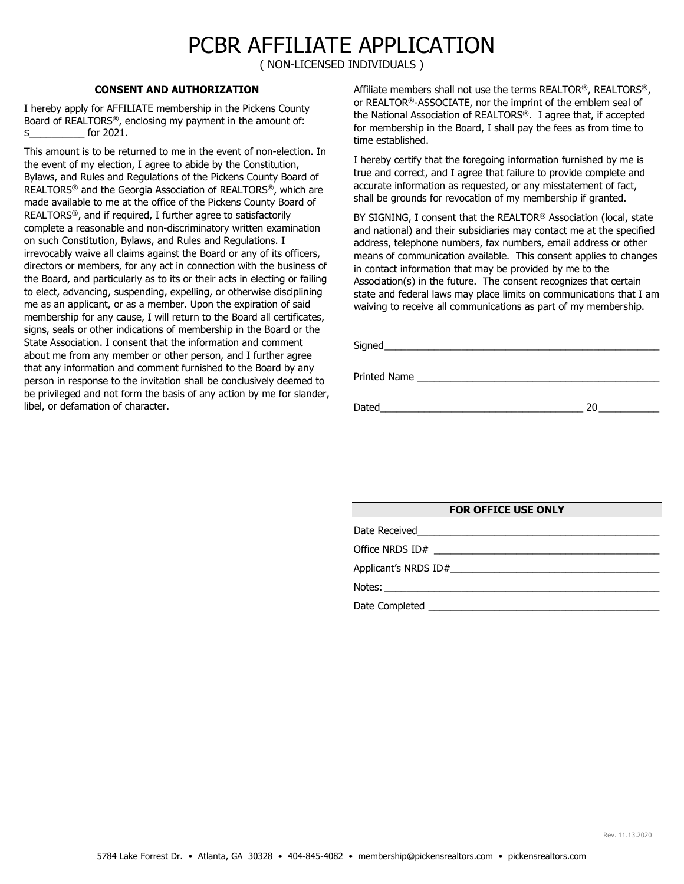# PCBR AFFILIATE APPLICATION

( NON-LICENSED INDIVIDUALS )

### CONSENT AND AUTHORIZATION

I hereby apply for AFFILIATE membership in the Pickens County Board of REALTORS®, enclosing my payment in the amount of: $__________ for 2021.

This amount is to be returned to me in the event of non-election. In the event of my election, I agree to abide by the Constitution, Bylaws, and Rules and Regulations of the Pickens County Board of REALTORS® and the Georgia Association of REALTORS®, which are made available to me at the office of the Pickens County Board of REALTORS®, and if required, I further agree to satisfactorily complete a reasonable and non-discriminatory written examination on such Constitution, Bylaws, and Rules and Regulations. I irrevocably waive all claims against the Board or any of its officers, directors or members, for any act in connection with the business of the Board, and particularly as to its or their acts in electing or failing to elect, advancing, suspending, expelling, or otherwise disciplining me as an applicant, or as a member. Upon the expiration of said membership for any cause, I will return to the Board all certificates, signs, seals or other indications of membership in the Board or the State Association. I consent that the information and comment about me from any member or other person, and I further agree that any information and comment furnished to the Board by any person in response to the invitation shall be conclusively deemed to be privileged and not form the basis of any action by me for slander, libel, or defamation of character.

Affiliate members shall not use the terms REALTOR®, REALTORS®, or REALTOR®-ASSOCIATE, nor the imprint of the emblem seal of the National Association of REALTORS®. I agree that, if accepted for membership in the Board, I shall pay the fees as from time to time established.

I hereby certify that the foregoing information furnished by me is true and correct, and I agree that failure to provide complete and accurate information as requested, or any misstatement of fact, shall be grounds for revocation of my membership if granted.

BY SIGNING, I consent that the REALTOR® Association (local, state and national) and their subsidiaries may contact me at the specified address, telephone numbers, fax numbers, email address or other means of communication available. This consent applies to changes in contact information that may be provided by me to the Association(s) in the future. The consent recognizes that certain state and federal laws may place limits on communications that I am waiving to receive all communications as part of my membership.

Signed____________________________________________________

Printed Name ______________________________________________

Dated_____________________________________ 20___________

**FOR OFFICE USE ONLY**

Date Received______________________________________________

Office NRDS ID# ___________________________________________

Applicant's NRDS ID#_______________________________________

Notes: ____________________________________________________

Date Completed ____________________________________________

Rev. 11.13.2020

5784 Lake Forrest Dr. • Atlanta, GA 30328 • 404-845-4082 • membership@pickensrealtors.com • pickensrealtors.com